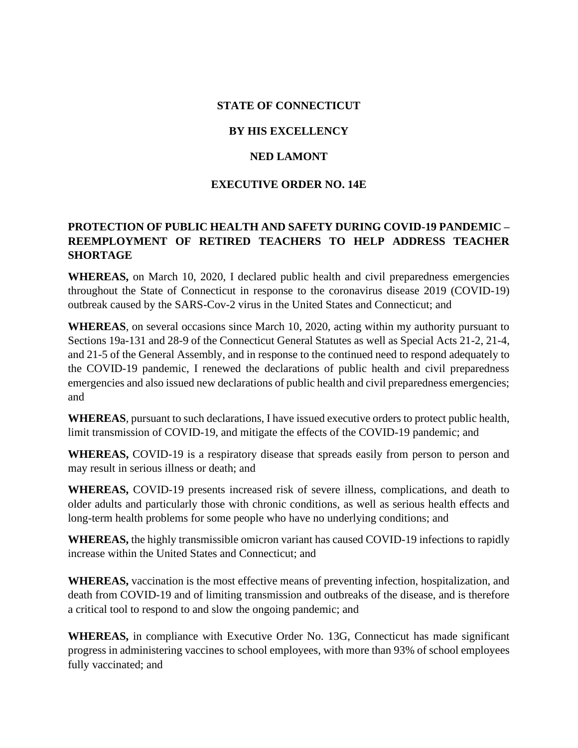**STATE OF CONNECTICUT**

**BY HIS EXCELLENCY**

**NED LAMONT**

**EXECUTIVE ORDER NO. 14E**

**PROTECTION OF PUBLIC HEALTH AND SAFETY DURING COVID-19 PANDEMIC – REEMPLOYMENT OF RETIRED TEACHERS TO HELP ADDRESS TEACHER SHORTAGE**

**WHEREAS,** on March 10, 2020, I declared public health and civil preparedness emergencies throughout the State of Connecticut in response to the coronavirus disease 2019 (COVID-19) outbreak caused by the SARS-Cov-2 virus in the United States and Connecticut; and

**WHEREAS**, on several occasions since March 10, 2020, acting within my authority pursuant to Sections 19a-131 and 28-9 of the Connecticut General Statutes as well as Special Acts 21-2, 21-4, and 21-5 of the General Assembly, and in response to the continued need to respond adequately to the COVID-19 pandemic, I renewed the declarations of public health and civil preparedness emergencies and also issued new declarations of public health and civil preparedness emergencies; and

**WHEREAS**, pursuant to such declarations, I have issued executive orders to protect public health, limit transmission of COVID-19, and mitigate the effects of the COVID-19 pandemic; and

**WHEREAS,** COVID-19 is a respiratory disease that spreads easily from person to person and may result in serious illness or death; and

**WHEREAS,** COVID-19 presents increased risk of severe illness, complications, and death to older adults and particularly those with chronic conditions, as well as serious health effects and long-term health problems for some people who have no underlying conditions; and

**WHEREAS,** the highly transmissible omicron variant has caused COVID-19 infections to rapidly increase within the United States and Connecticut; and

**WHEREAS,** vaccination is the most effective means of preventing infection, hospitalization, and death from COVID-19 and of limiting transmission and outbreaks of the disease, and is therefore a critical tool to respond to and slow the ongoing pandemic; and

**WHEREAS,** in compliance with Executive Order No. 13G, Connecticut has made significant progress in administering vaccines to school employees, with more than 93% of school employees fully vaccinated; and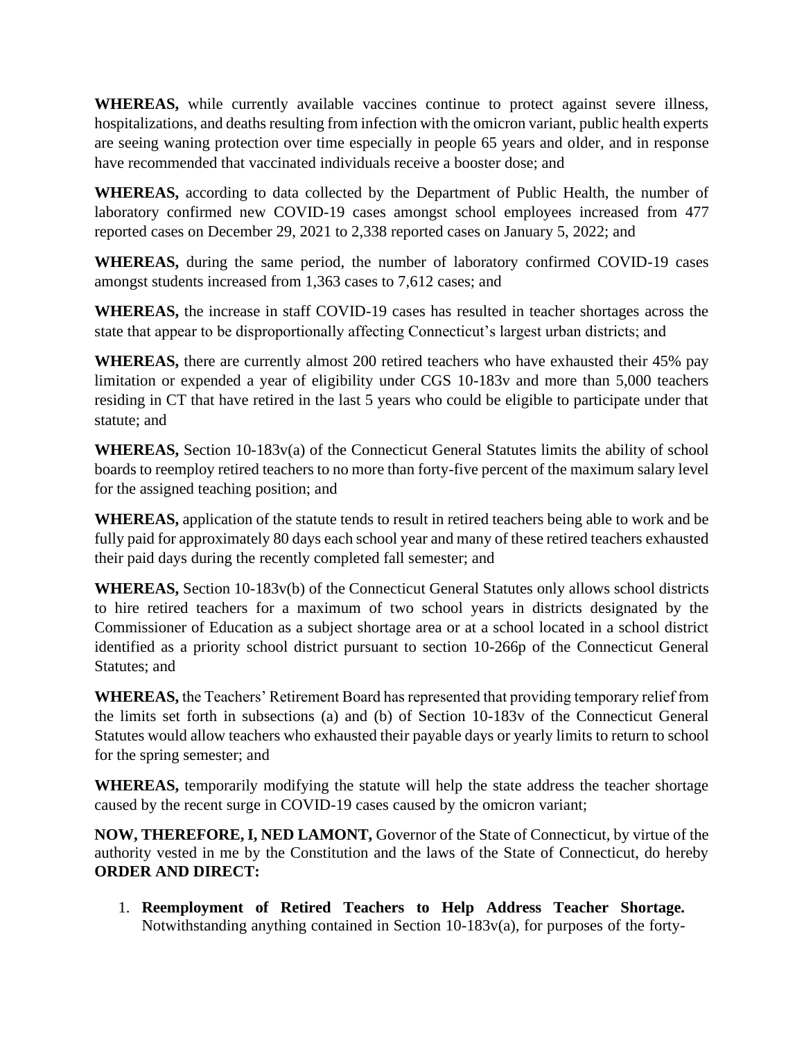**WHEREAS,** while currently available vaccines continue to protect against severe illness, hospitalizations, and deaths resulting from infection with the omicron variant, public health experts are seeing waning protection over time especially in people 65 years and older, and in response have recommended that vaccinated individuals receive a booster dose; and

**WHEREAS,** according to data collected by the Department of Public Health, the number of laboratory confirmed new COVID-19 cases amongst school employees increased from 477 reported cases on December 29, 2021 to 2,338 reported cases on January 5, 2022; and

**WHEREAS,** during the same period, the number of laboratory confirmed COVID-19 cases amongst students increased from 1,363 cases to 7,612 cases; and

**WHEREAS,** the increase in staff COVID-19 cases has resulted in teacher shortages across the state that appear to be disproportionally affecting Connecticut's largest urban districts; and

**WHEREAS,** there are currently almost 200 retired teachers who have exhausted their 45% pay limitation or expended a year of eligibility under CGS 10-183v and more than 5,000 teachers residing in CT that have retired in the last 5 years who could be eligible to participate under that statute; and

**WHEREAS,** Section 10-183v(a) of the Connecticut General Statutes limits the ability of school boards to reemploy retired teachers to no more than forty-five percent of the maximum salary level for the assigned teaching position; and

**WHEREAS,** application of the statute tends to result in retired teachers being able to work and be fully paid for approximately 80 days each school year and many of these retired teachers exhausted their paid days during the recently completed fall semester; and

**WHEREAS,** Section 10-183v(b) of the Connecticut General Statutes only allows school districts to hire retired teachers for a maximum of two school years in districts designated by the Commissioner of Education as a subject shortage area or at a school located in a school district identified as a priority school district pursuant to section 10-266p of the Connecticut General Statutes; and

**WHEREAS,** the Teachers' Retirement Board has represented that providing temporary relief from the limits set forth in subsections (a) and (b) of Section 10-183v of the Connecticut General Statutes would allow teachers who exhausted their payable days or yearly limits to return to school for the spring semester; and

**WHEREAS,** temporarily modifying the statute will help the state address the teacher shortage caused by the recent surge in COVID-19 cases caused by the omicron variant;

**NOW, THEREFORE, I, NED LAMONT,** Governor of the State of Connecticut, by virtue of the authority vested in me by the Constitution and the laws of the State of Connecticut, do hereby **ORDER AND DIRECT:**

1. **Reemployment of Retired Teachers to Help Address Teacher Shortage.** Notwithstanding anything contained in Section 10-183v(a), for purposes of the forty-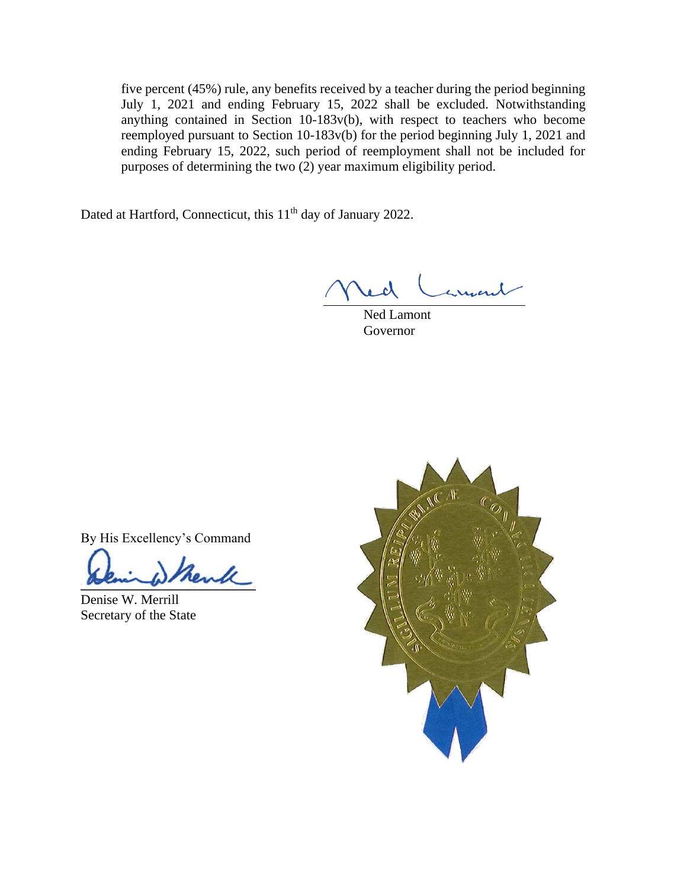five percent (45%) rule, any benefits received by a teacher during the period beginning July 1, 2021 and ending February 15, 2022 shall be excluded. Notwithstanding anything contained in Section 10-183v(b), with respect to teachers who become reemployed pursuant to Section 10-183v(b) for the period beginning July 1, 2021 and ending February 15, 2022, such period of reemployment shall not be included for purposes of determining the two (2) year maximum eligibility period.

Dated at Hartford, Connecticut, this 11th day of January 2022.

Ned Lamont
Governor

By His Excellency's Command

Denise W. Merrill
Secretary of the State